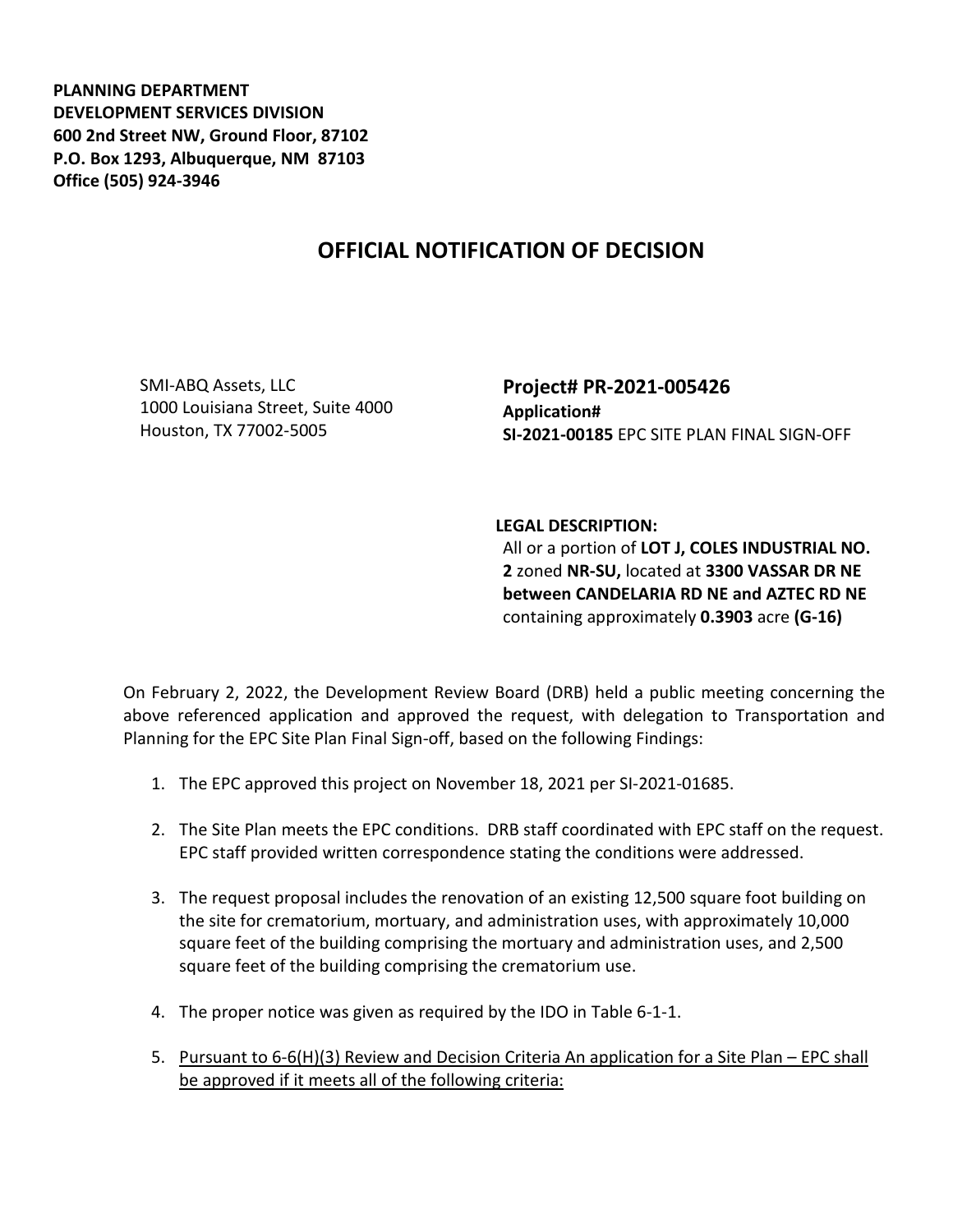**PLANNING DEPARTMENT**
**DEVELOPMENT SERVICES DIVISION**
**600 2nd Street NW, Ground Floor, 87102**
**P.O. Box 1293, Albuquerque, NM 87103**
**Office (505) 924-3946**

# OFFICIAL NOTIFICATION OF DECISION

SMI-ABQ Assets, LLC
1000 Louisiana Street, Suite 4000
Houston, TX 77002-5005

**Project# PR-2021-005426**
**Application#**
**SI-2021-00185** EPC SITE PLAN FINAL SIGN-OFF

**LEGAL DESCRIPTION:**
All or a portion of **LOT J, COLES INDUSTRIAL NO. 2** zoned **NR-SU,** located at **3300 VASSAR DR NE between CANDELARIA RD NE and AZTEC RD NE** containing approximately **0.3903** acre **(G-16)**

On February 2, 2022, the Development Review Board (DRB) held a public meeting concerning the above referenced application and approved the request, with delegation to Transportation and Planning for the EPC Site Plan Final Sign-off, based on the following Findings:

1. The EPC approved this project on November 18, 2021 per SI-2021-01685.
2. The Site Plan meets the EPC conditions. DRB staff coordinated with EPC staff on the request. EPC staff provided written correspondence stating the conditions were addressed.
3. The request proposal includes the renovation of an existing 12,500 square foot building on the site for crematorium, mortuary, and administration uses, with approximately 10,000 square feet of the building comprising the mortuary and administration uses, and 2,500 square feet of the building comprising the crematorium use.
4. The proper notice was given as required by the IDO in Table 6-1-1.
5. Pursuant to 6-6(H)(3) Review and Decision Criteria An application for a Site Plan – EPC shall be approved if it meets all of the following criteria: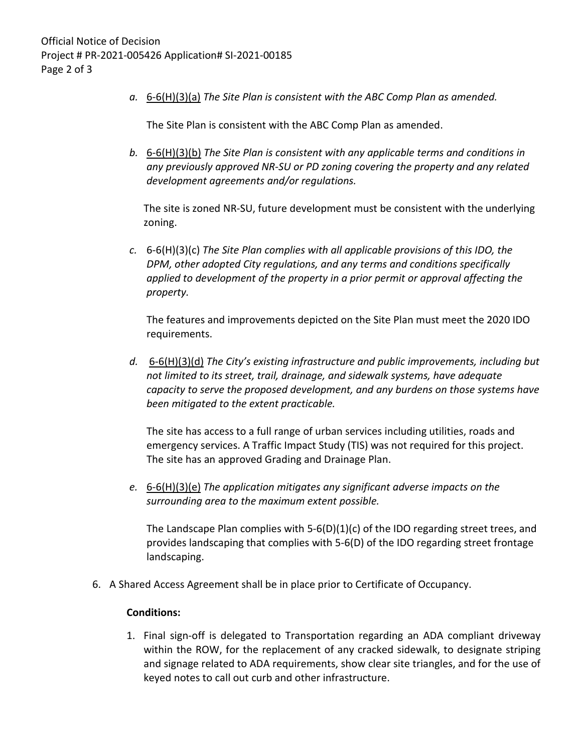a. 6-6(H)(3)(a) *The Site Plan is consistent with the ABC Comp Plan as amended.*

   The Site Plan is consistent with the ABC Comp Plan as amended.

b. 6-6(H)(3)(b) *The Site Plan is consistent with any applicable terms and conditions in any previously approved NR-SU or PD zoning covering the property and any related development agreements and/or regulations.*

   The site is zoned NR-SU, future development must be consistent with the underlying zoning.

c. 6-6(H)(3)(c) *The Site Plan complies with all applicable provisions of this IDO, the DPM, other adopted City regulations, and any terms and conditions specifically applied to development of the property in a prior permit or approval affecting the property.*

   The features and improvements depicted on the Site Plan must meet the 2020 IDO requirements.

d. 6-6(H)(3)(d) *The City's existing infrastructure and public improvements, including but not limited to its street, trail, drainage, and sidewalk systems, have adequate capacity to serve the proposed development, and any burdens on those systems have been mitigated to the extent practicable.*

   The site has access to a full range of urban services including utilities, roads and emergency services. A Traffic Impact Study (TIS) was not required for this project. The site has an approved Grading and Drainage Plan.

e. 6-6(H)(3)(e) *The application mitigates any significant adverse impacts on the surrounding area to the maximum extent possible.*

   The Landscape Plan complies with 5-6(D)(1)(c) of the IDO regarding street trees, and provides landscaping that complies with 5-6(D) of the IDO regarding street frontage landscaping.

6. A Shared Access Agreement shall be in place prior to Certificate of Occupancy.

**Conditions:**

1. Final sign-off is delegated to Transportation regarding an ADA compliant driveway within the ROW, for the replacement of any cracked sidewalk, to designate striping and signage related to ADA requirements, show clear site triangles, and for the use of keyed notes to call out curb and other infrastructure.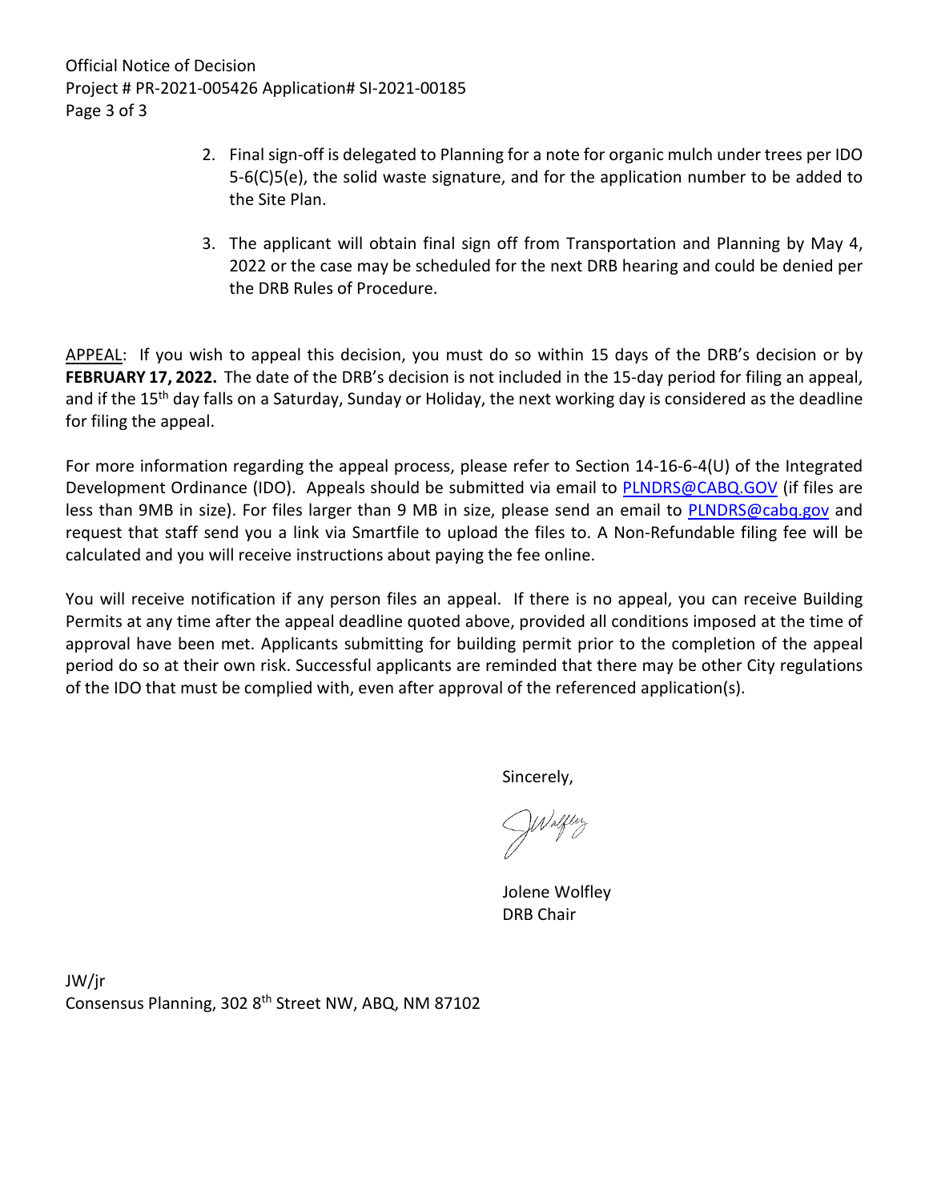2. Final sign-off is delegated to Planning for a note for organic mulch under trees per IDO 5-6(C)5(e), the solid waste signature, and for the application number to be added to the Site Plan.

3. The applicant will obtain final sign off from Transportation and Planning by May 4, 2022 or the case may be scheduled for the next DRB hearing and could be denied per the DRB Rules of Procedure.

APPEAL: If you wish to appeal this decision, you must do so within 15 days of the DRB's decision or by **FEBRUARY 17, 2022.** The date of the DRB's decision is not included in the 15-day period for filing an appeal, and if the 15th day falls on a Saturday, Sunday or Holiday, the next working day is considered as the deadline for filing the appeal.

For more information regarding the appeal process, please refer to Section 14-16-6-4(U) of the Integrated Development Ordinance (IDO). Appeals should be submitted via email to PLNDRS@CABQ.GOV (if files are less than 9MB in size). For files larger than 9 MB in size, please send an email to PLNDRS@cabq.gov and request that staff send you a link via Smartfile to upload the files to. A Non-Refundable filing fee will be calculated and you will receive instructions about paying the fee online.

You will receive notification if any person files an appeal. If there is no appeal, you can receive Building Permits at any time after the appeal deadline quoted above, provided all conditions imposed at the time of approval have been met. Applicants submitting for building permit prior to the completion of the appeal period do so at their own risk. Successful applicants are reminded that there may be other City regulations of the IDO that must be complied with, even after approval of the referenced application(s).

Sincerely,

Jolene Wolfley
DRB Chair

JW/jr
Consensus Planning, 302 8th Street NW, ABQ, NM 87102